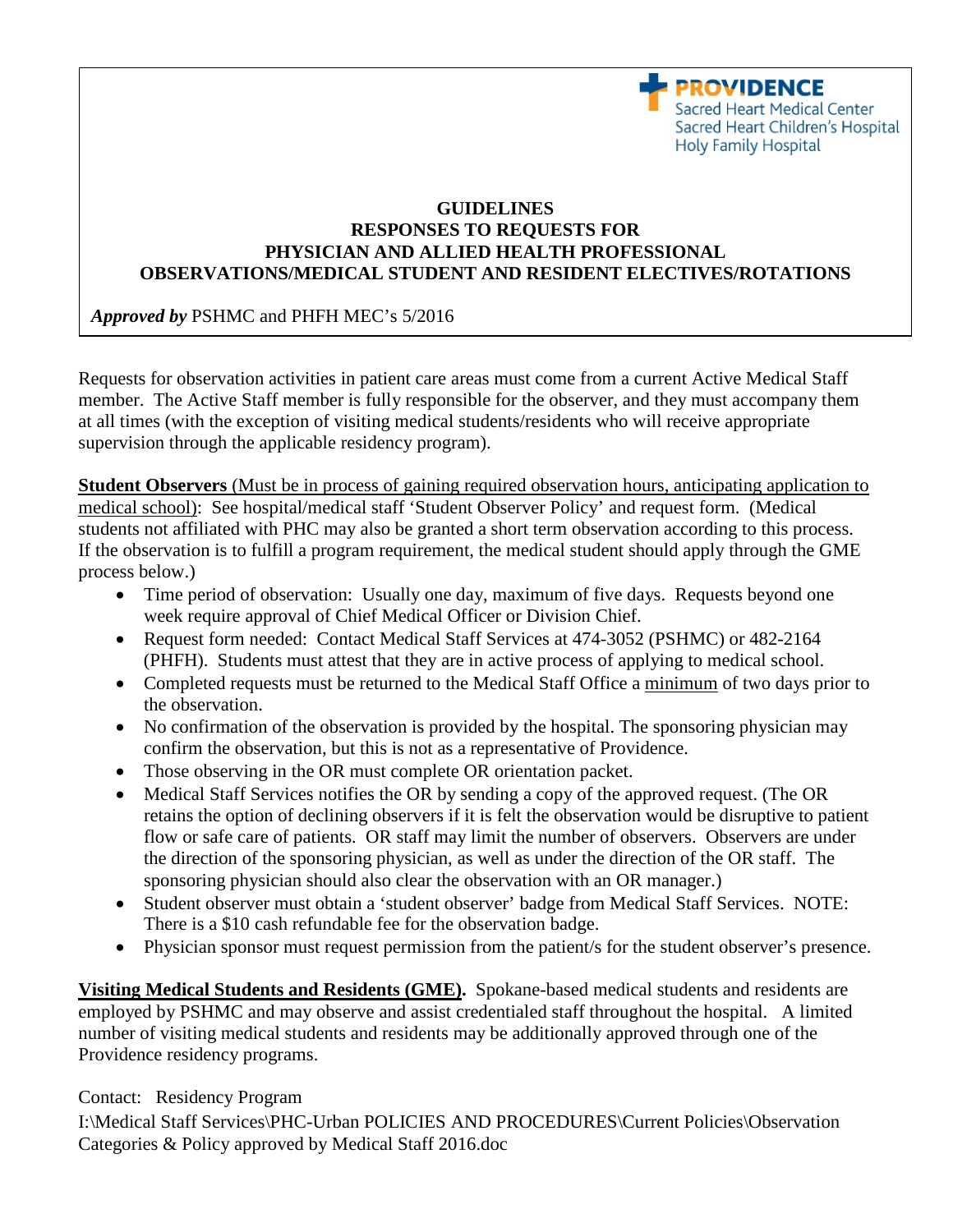PROVIDENCE
Sacred Heart Medical Center
Sacred Heart Children's Hospital
Holy Family Hospital

# GUIDELINES
## RESPONSES TO REQUESTS FOR PHYSICIAN AND ALLIED HEALTH PROFESSIONAL OBSERVATIONS/MEDICAL STUDENT AND RESIDENT ELECTIVES/ROTATIONS

***Approved by*** PSHMC and PHFH MEC's 5/2016

Requests for observation activities in patient care areas must come from a current Active Medical Staff member. The Active Staff member is fully responsible for the observer, and they must accompany them at all times (with the exception of visiting medical students/residents who will receive appropriate supervision through the applicable residency program).

**Student Observers** <u>(Must be in process of gaining required observation hours, anticipating application to medical school)</u>: See hospital/medical staff 'Student Observer Policy' and request form. (Medical students not affiliated with PHC may also be granted a short term observation according to this process. If the observation is to fulfill a program requirement, the medical student should apply through the GME process below.)

- Time period of observation: Usually one day, maximum of five days. Requests beyond one week require approval of Chief Medical Officer or Division Chief.
- Request form needed: Contact Medical Staff Services at 474-3052 (PSHMC) or 482-2164 (PHFH). Students must attest that they are in active process of applying to medical school.
- Completed requests must be returned to the Medical Staff Office a <u>minimum</u> of two days prior to the observation.
- No confirmation of the observation is provided by the hospital. The sponsoring physician may confirm the observation, but this is not as a representative of Providence.
- Those observing in the OR must complete OR orientation packet.
- Medical Staff Services notifies the OR by sending a copy of the approved request. (The OR retains the option of declining observers if it is felt the observation would be disruptive to patient flow or safe care of patients. OR staff may limit the number of observers. Observers are under the direction of the sponsoring physician, as well as under the direction of the OR staff. The sponsoring physician should also clear the observation with an OR manager.)
- Student observer must obtain a 'student observer' badge from Medical Staff Services. NOTE: There is a $10 cash refundable fee for the observation badge.
- Physician sponsor must request permission from the patient/s for the student observer's presence.

<u>**Visiting Medical Students and Residents (GME)**</u>**.** Spokane-based medical students and residents are employed by PSHMC and may observe and assist credentialed staff throughout the hospital. A limited number of visiting medical students and residents may be additionally approved through one of the Providence residency programs.

Contact: Residency Program

I:\Medical Staff Services\PHC-Urban POLICIES AND PROCEDURES\Current Policies\Observation Categories & Policy approved by Medical Staff 2016.doc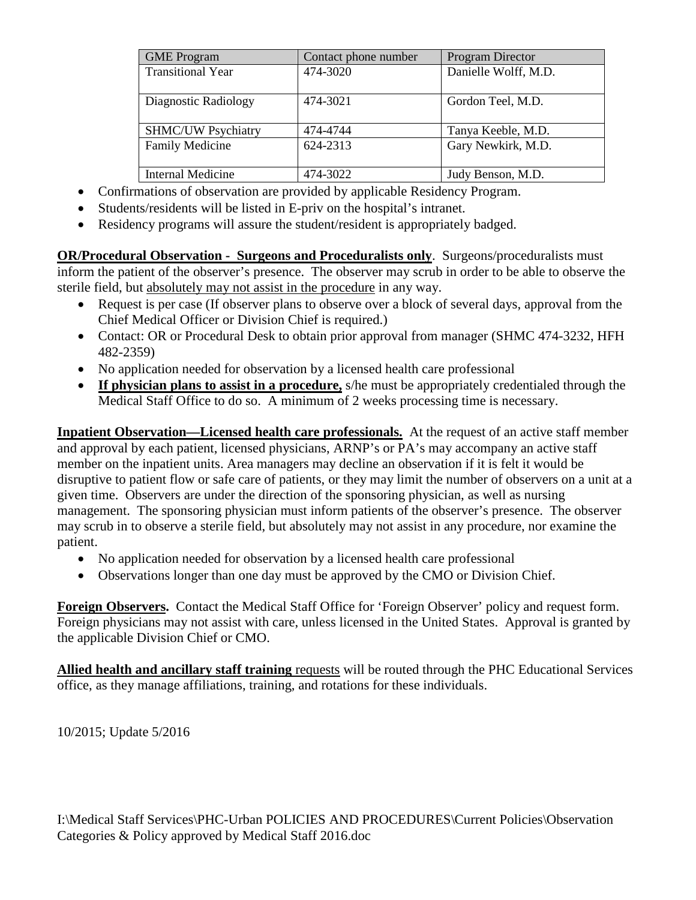| GME Program | Contact phone number | Program Director |
|---|---|---|
| Transitional Year | 474-3020 | Danielle Wolff, M.D. |
| Diagnostic Radiology | 474-3021 | Gordon Teel, M.D. |
| SHMC/UW Psychiatry | 474-4744 | Tanya Keeble, M.D. |
| Family Medicine | 624-2313 | Gary Newkirk, M.D. |
| Internal Medicine | 474-3022 | Judy Benson, M.D. |

- Confirmations of observation are provided by applicable Residency Program.
- Students/residents will be listed in E-priv on the hospital's intranet.
- Residency programs will assure the student/resident is appropriately badged.

**OR/Procedural Observation - Surgeons and Proceduralists only**. Surgeons/proceduralists must inform the patient of the observer's presence. The observer may scrub in order to be able to observe the sterile field, but absolutely may not assist in the procedure in any way.

- Request is per case (If observer plans to observe over a block of several days, approval from the Chief Medical Officer or Division Chief is required.)
- Contact: OR or Procedural Desk to obtain prior approval from manager (SHMC 474-3232, HFH 482-2359)
- No application needed for observation by a licensed health care professional
- **If physician plans to assist in a procedure,** s/he must be appropriately credentialed through the Medical Staff Office to do so. A minimum of 2 weeks processing time is necessary.

**Inpatient Observation—Licensed health care professionals.** At the request of an active staff member and approval by each patient, licensed physicians, ARNP's or PA's may accompany an active staff member on the inpatient units. Area managers may decline an observation if it is felt it would be disruptive to patient flow or safe care of patients, or they may limit the number of observers on a unit at a given time. Observers are under the direction of the sponsoring physician, as well as nursing management. The sponsoring physician must inform patients of the observer's presence. The observer may scrub in to observe a sterile field, but absolutely may not assist in any procedure, nor examine the patient.

- No application needed for observation by a licensed health care professional
- Observations longer than one day must be approved by the CMO or Division Chief.

**Foreign Observers.** Contact the Medical Staff Office for 'Foreign Observer' policy and request form. Foreign physicians may not assist with care, unless licensed in the United States. Approval is granted by the applicable Division Chief or CMO.

**Allied health and ancillary staff training** requests will be routed through the PHC Educational Services office, as they manage affiliations, training, and rotations for these individuals.

10/2015; Update 5/2016

I:\Medical Staff Services\PHC-Urban POLICIES AND PROCEDURES\Current Policies\Observation Categories & Policy approved by Medical Staff 2016.doc